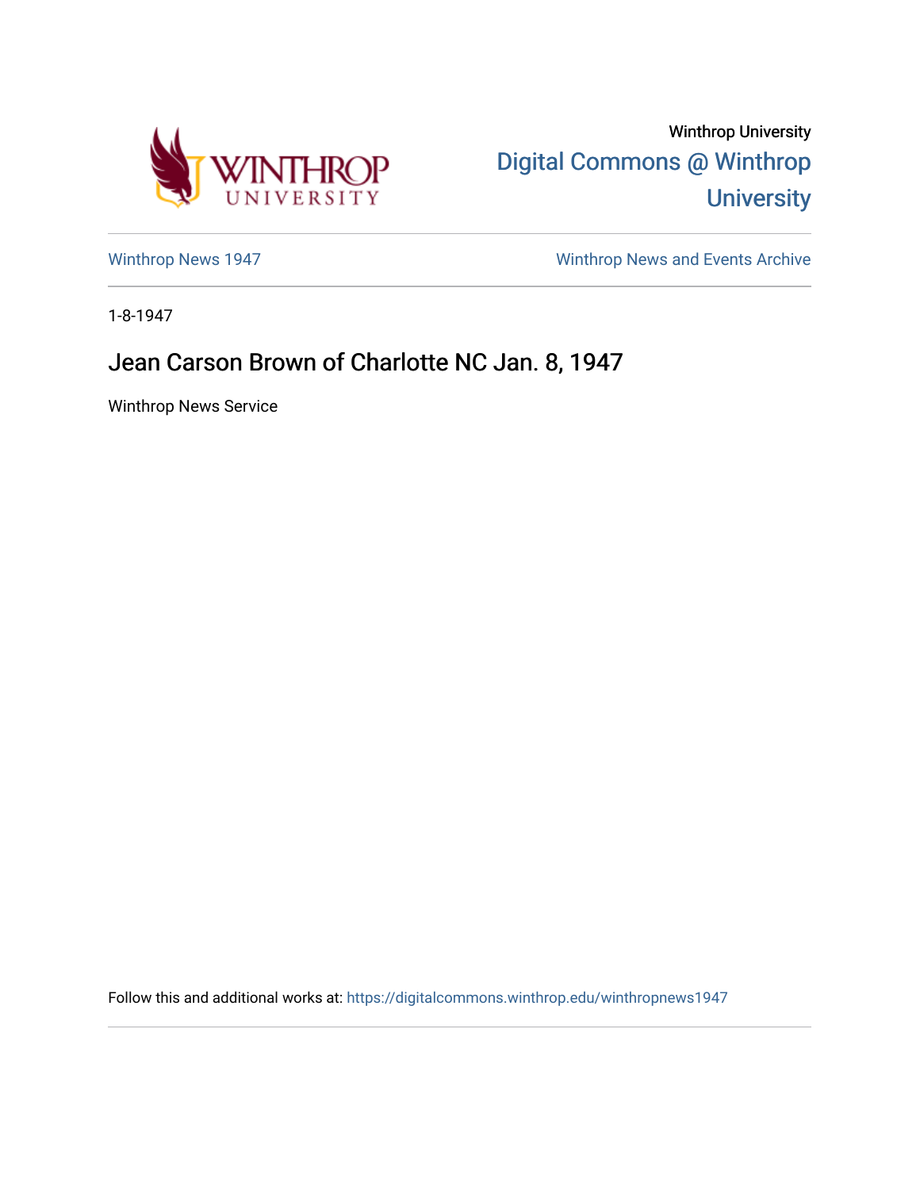Winthrop University

Digital Commons @ Winthrop University

Winthrop News 1947

Winthrop News and Events Archive

1-8-1947

# Jean Carson Brown of Charlotte NC Jan. 8, 1947

Winthrop News Service

Follow this and additional works at: https://digitalcommons.winthrop.edu/winthropnews1947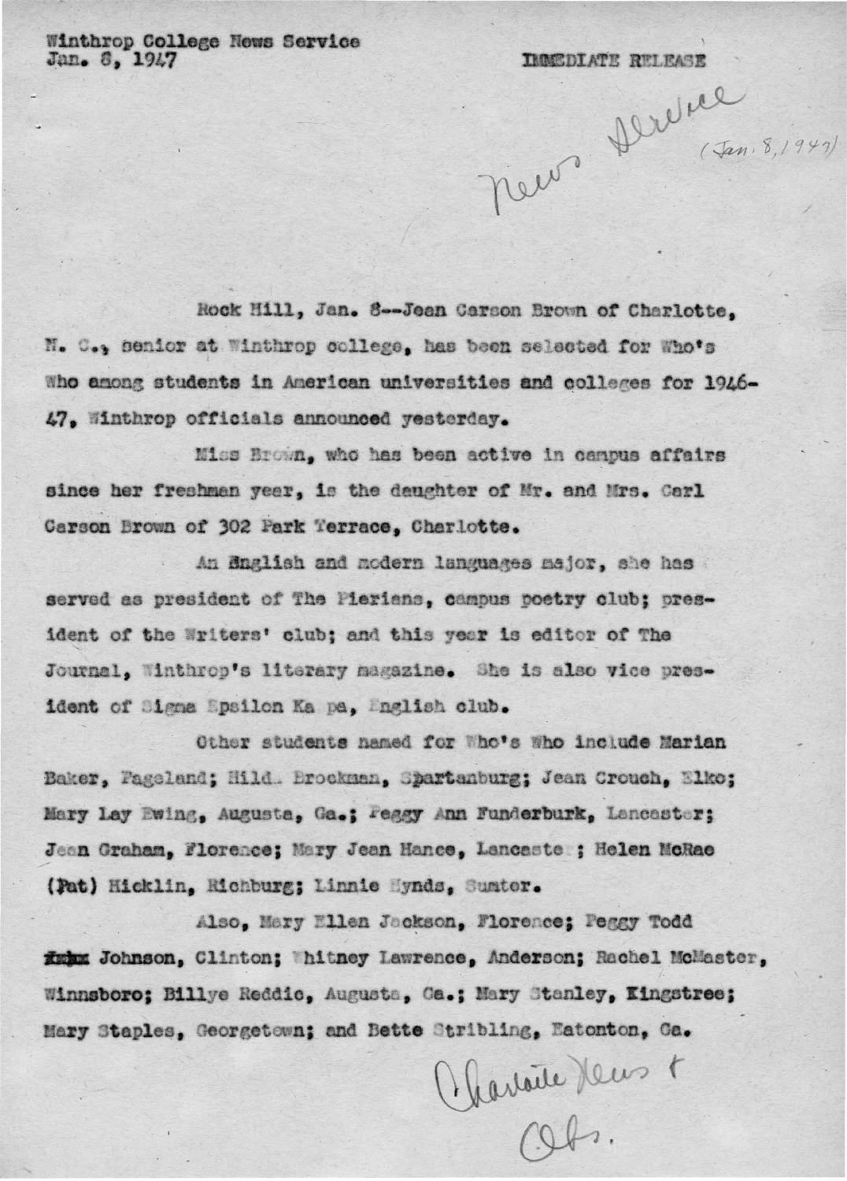Winthrop College News Service
Jan. 8, 1947

IMMEDIATE RELEASE

News Service (Jan. 8, 1947)

Rock Hill, Jan. 8--Jean Carson Brown of Charlotte, N. C., senior at Winthrop college, has been selected for Who's Who among students in American universities and colleges for 1946-47, Winthrop officials announced yesterday.

Miss Brown, who has been active in campus affairs since her freshman year, is the daughter of Mr. and Mrs. Carl Carson Brown of 302 Park Terrace, Charlotte.

An English and modern languages major, she has served as president of The Pierians, campus poetry club; president of the Writers' club; and this year is editor of The Journal, Winthrop's literary magazine. She is also vice president of Sigma Epsilon Kappa, English club.

Other students named for Who's Who include Marian Baker, Pageland; Hilda Brockman, Spartanburg; Jean Crouch, Elko; Mary Lay Ewing, Augusta, Ga.; Peggy Ann Funderburk, Lancaster; Jean Graham, Florence; Mary Jean Hance, Lancaster; Helen McRae (Pat) Hicklin, Richburg; Linnie Hynds, Sumter.

Also, Mary Ellen Jackson, Florence; Peggy Todd ~~Fxkx~~ Johnson, Clinton; Whitney Lawrence, Anderson; Rachel McMaster, Winnsboro; Billye Reddic, Augusta, Ga.; Mary Stanley, Kingstree; Mary Staples, Georgetown; and Bette Stribling, Eatonton, Ga.

Charlotte News & Obs.